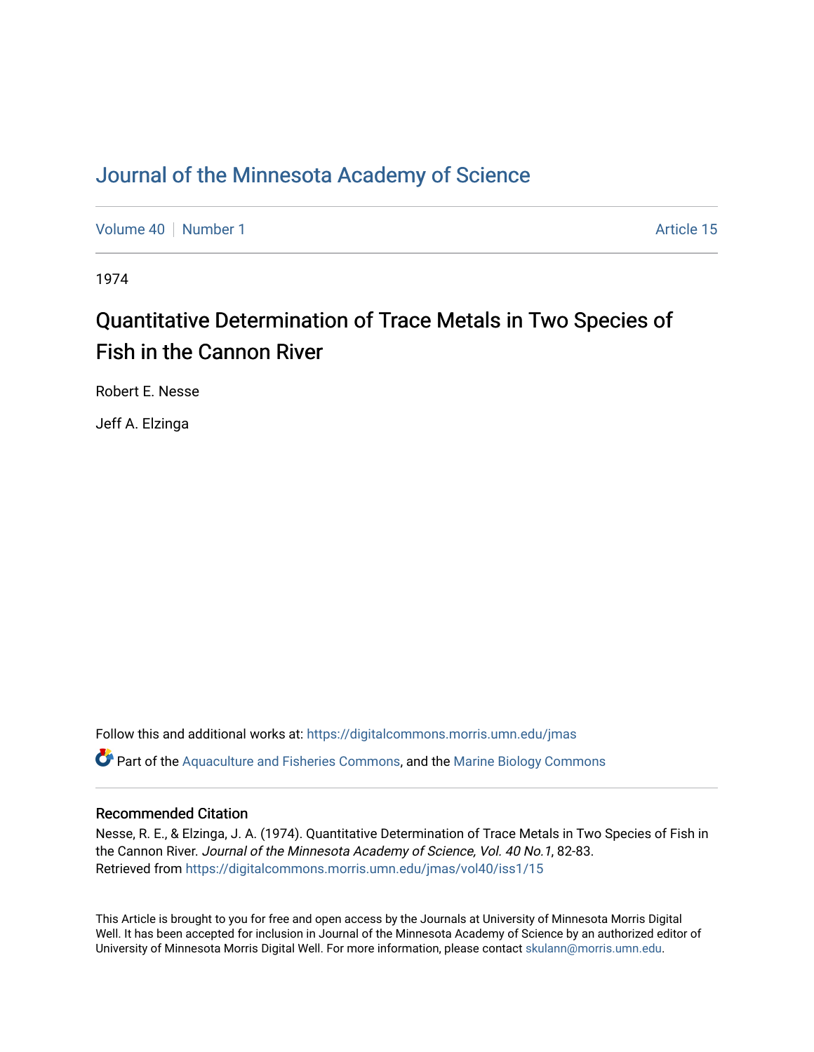# Journal of the Minnesota Academy of Science

Volume 40 | Number 1 Article 15

1974

## Quantitative Determination of Trace Metals in Two Species of Fish in the Cannon River

Robert E. Nesse

Jeff A. Elzinga

Follow this and additional works at: https://digitalcommons.morris.umn.edu/jmas

Part of the Aquaculture and Fisheries Commons, and the Marine Biology Commons

### Recommended Citation

Nesse, R. E., & Elzinga, J. A. (1974). Quantitative Determination of Trace Metals in Two Species of Fish in the Cannon River. *Journal of the Minnesota Academy of Science, Vol. 40 No.1*, 82-83.
Retrieved from https://digitalcommons.morris.umn.edu/jmas/vol40/iss1/15

This Article is brought to you for free and open access by the Journals at University of Minnesota Morris Digital Well. It has been accepted for inclusion in Journal of the Minnesota Academy of Science by an authorized editor of University of Minnesota Morris Digital Well. For more information, please contact skulann@morris.umn.edu.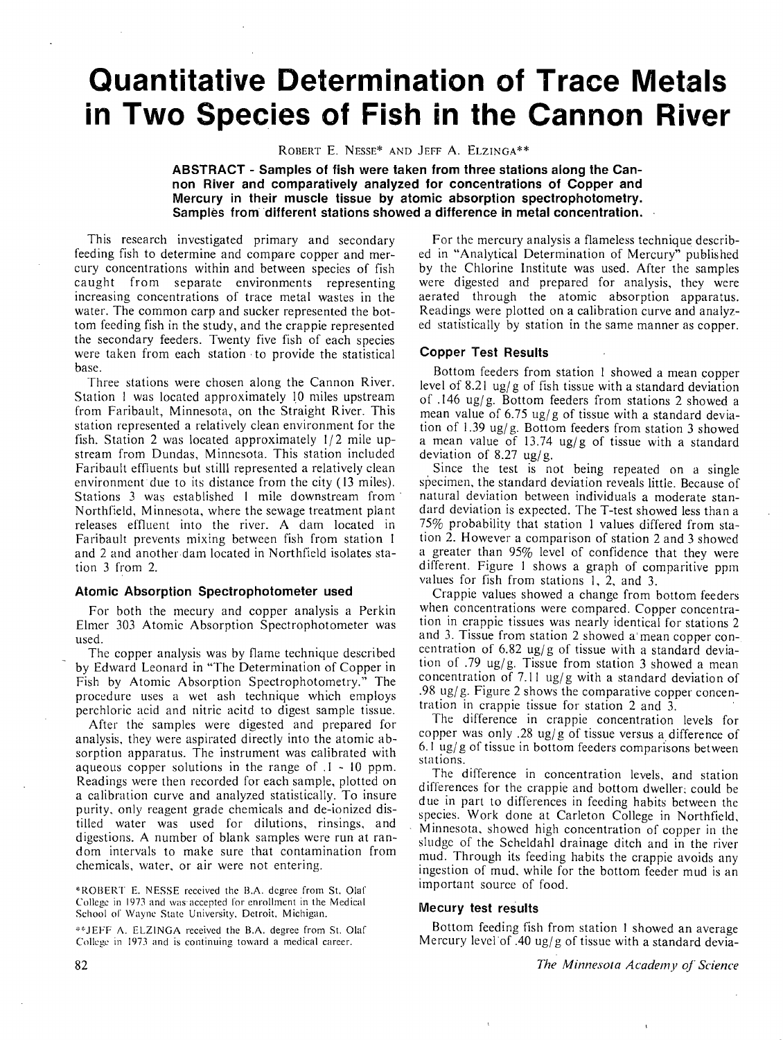# Quantitative Determination of Trace Metals in Two Species of Fish in the Cannon River

ROBERT E. NESSE* AND JEFF A. ELZINGA**

**ABSTRACT - Samples of fish were taken from three stations along the Cannon River and comparatively analyzed for concentrations of Copper and Mercury in their muscle tissue by atomic absorption spectrophotometry. Samples from different stations showed a difference in metal concentration.**

This research investigated primary and secondary feeding fish to determine and compare copper and mercury concentrations within and between species of fish caught from separate environments representing increasing concentrations of trace metal wastes in the water. The common carp and sucker represented the bottom feeding fish in the study, and the crappie represented the secondary feeders. Twenty five fish of each species were taken from each station to provide the statistical base.

Three stations were chosen along the Cannon River. Station 1 was located approximately 10 miles upstream from Faribault, Minnesota, on the Straight River. This station represented a relatively clean environment for the fish. Station 2 was located approximately 1/2 mile upstream from Dundas, Minnesota. This station included Faribault effluents but stilll represented a relatively clean environment due to its distance from the city (13 miles). Stations 3 was established 1 mile downstream from Northfield, Minnesota, where the sewage treatment plant releases effluent into the river. A dam located in Faribault prevents mixing between fish from station 1 and 2 and another dam located in Northfield isolates station 3 from 2.

### Atomic Absorption Spectrophotometer used

For both the mecury and copper analysis a Perkin Elmer 303 Atomic Absorption Spectrophotometer was used.

The copper analysis was by flame technique described by Edward Leonard in "The Determination of Copper in Fish by Atomic Absorption Spectrophotometry." The procedure uses a wet ash technique which employs perchloric acid and nitric acitd to digest sample tissue.

After the samples were digested and prepared for analysis, they were aspirated directly into the atomic absorption apparatus. The instrument was calibrated with aqueous copper solutions in the range of .1 - 10 ppm. Readings were then recorded for each sample, plotted on a calibration curve and analyzed statistically. To insure purity, only reagent grade chemicals and de-ionized distilled water was used for dilutions, rinsings, and digestions. A number of blank samples were run at random intervals to make sure that contamination from chemicals, water, or air were not entering.

For the mercury analysis a flameless technique described in "Analytical Determination of Mercury" published by the Chlorine Institute was used. After the samples were digested and prepared for analysis, they were aerated through the atomic absorption apparatus. Readings were plotted on a calibration curve and analyzed statistically by station in the same manner as copper.

### Copper Test Results

Bottom feeders from station 1 showed a mean copper level of 8.21 ug/g of fish tissue with a standard deviation of .146 ug/g. Bottom feeders from stations 2 showed a mean value of 6.75 ug/g of tissue with a standard deviation of 1.39 ug/g. Bottom feeders from station 3 showed a mean value of 13.74 ug/g of tissue with a standard deviation of 8.27 ug/g.

Since the test is not being repeated on a single specimen, the standard deviation reveals little. Because of natural deviation between individuals a moderate standard deviation is expected. The T-test showed less than a 75% probability that station 1 values differed from station 2. However a comparison of station 2 and 3 showed a greater than 95% level of confidence that they were different. Figure 1 shows a graph of comparitive ppm values for fish from stations 1, 2, and 3.

Crappie values showed a change from bottom feeders when concentrations were compared. Copper concentration in crappie tissues was nearly identical for stations 2 and 3. Tissue from station 2 showed a mean copper concentration of 6.82 ug/g of tissue with a standard deviation of .79 ug/g. Tissue from station 3 showed a mean concentration of 7.11 ug/g with a standard deviation of .98 ug/g. Figure 2 shows the comparative copper concentration in crappie tissue for station 2 and 3.

The difference in crappie concentration levels for copper was only .28 ug/g of tissue versus a difference of 6.1 ug/g of tissue in bottom feeders comparisons between stations.

The difference in concentration levels, and station differences for the crappie and bottom dweller; could be due in part to differences in feeding habits between the species. Work done at Carleton College in Northfield, Minnesota, showed high concentration of copper in the sludge of the Scheldahl drainage ditch and in the river mud. Through its feeding habits the crappie avoids any ingestion of mud, while for the bottom feeder mud is an important source of food.

### Mecury test results

Bottom feeding fish from station 1 showed an average Mercury level of .40 ug/g of tissue with a standard devia-

*ROBERT E. NESSE received the B.A. degree from St. Olaf College in 1973 and was accepted for enrollment in the Medical School of Wayne State University, Detroit, Michigan.

**JEFF A. ELZINGA received the B.A. degree from St. Olaf College in 1973 and is continuing toward a medical career.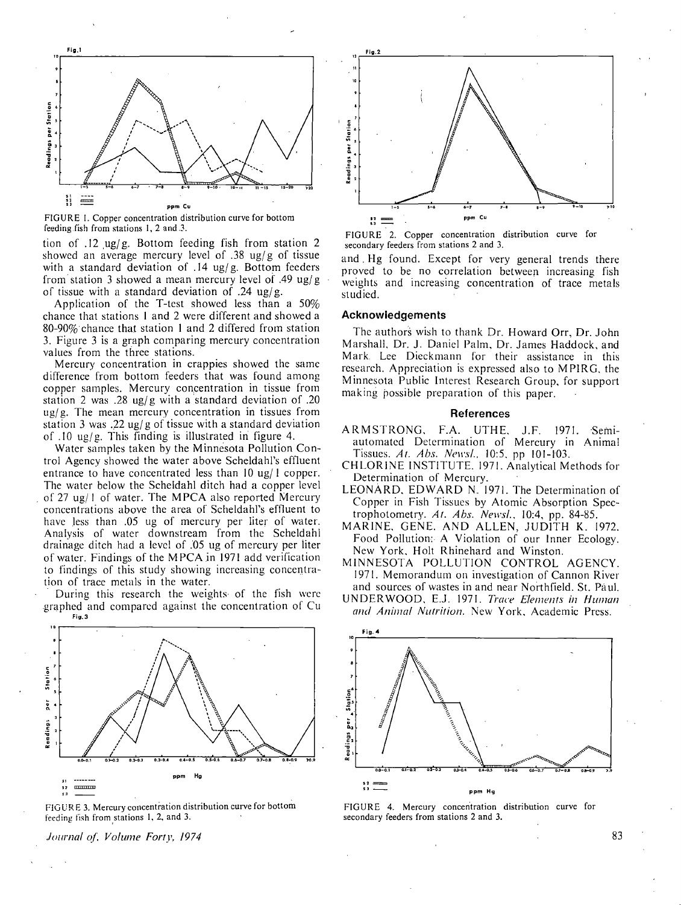Fig.1

10
9
8
7
6
5
4
3
2
1

Readings per Station

1–5 5–6 6–7 7–8 8–9 9–10 10–11 11–15 15–20 >20

ppm Cu

S1
S2
S3

FIGURE 1. Copper concentration distribution curve for bottom feeding fish from stations 1, 2 and 3.

tion of .12 ug/g. Bottom feeding fish from station 2 showed an average mercury level of .38 ug/g of tissue with a standard deviation of .14 ug/g. Bottom feeders from station 3 showed a mean mercury level of .49 ug/g of tissue with a standard deviation of .24 ug/g.

Application of the T-test showed less than a 50% chance that stations 1 and 2 were different and showed a 80-90% chance that station 1 and 2 differed from station 3. Figure 3 is a graph comparing mercury concentration values from the three stations.

Mercury concentration in crappies showed the same difference from bottom feeders that was found among copper samples. Mercury concentration in tissue from station 2 was .28 ug/g with a standard deviation of .20 ug/g. The mean mercury concentration in tissues from station 3 was .22 ug/g of tissue with a standard deviation of .10 ug/g. This finding is illustrated in figure 4.

Water samples taken by the Minnesota Pollution Control Agency showed the water above Scheldahl's effluent entrance to have concentrated less than 10 ug/l copper. The water below the Scheldahl ditch had a copper level of 27 ug/l of water. The MPCA also reported Mercury concentrations above the area of Scheldahl's effluent to have less than .05 ug of mercury per liter of water. Analysis of water downstream from the Scheldahl drainage ditch had a level of .05 ug of mercury per liter of water. Findings of the MPCA in 1971 add verification to findings of this study showing increasing concentration of trace metals in the water.

During this research the weights of the fish were graphed and compared against the concentration of Cu and Hg found. Except for very general trends there proved to be no correlation between increasing fish weights and increasing concentration of trace metals studied.

Fig.2

12
11
10
9
8
7
6
5
4
3
2
1

Readings per Station

1–5 5–6 6–7 7–8 8–9 9–10 >10

ppm Cu

S2
S3

FIGURE 2. Copper concentration distribution curve for secondary feeders from stations 2 and 3.

## Acknowledgements

The authors wish to thank Dr. Howard Orr, Dr. John Marshall, Dr. J. Daniel Palm, Dr. James Haddock, and Mark Lee Dieckmann for their assistance in this research. Appreciation is expressed also to MPIRG, the Minnesota Public Interest Research Group, for support making possible preparation of this paper.

## References

ARMSTRONG, F.A. UTHE, J.F. 1971. Semi-automated Determination of Mercury in Animal Tissues. *At. Abs. Newsl.*, 10:5, pp 101-103.

CHLORINE INSTITUTE. 1971. Analytical Methods for Determination of Mercury.

LEONARD, EDWARD N. 1971. The Determination of Copper in Fish Tissues by Atomic Absorption Spectrophotometry. *At. Abs. Newsl.*, 10:4, pp. 84-85.

MARINE, GENE. AND ALLEN, JUDITH K. 1972. Food Pollution: A Violation of our Inner Ecology. New York, Holt Rhinehard and Winston.

MINNESOTA POLLUTION CONTROL AGENCY. 1971. Memorandum on investigation of Cannon River and sources of wastes in and near Northfield. St. Paul.

UNDERWOOD, E.J. 1971. *Trace Elements in Human and Animal Nutrition.* New York, Academic Press.

Fig.3

10
9
8
7
6
5
4
3
2
1

Readings per Station

0.0–0.1 0.1–0.2 0.2–0.3 0.3–0.4 0.4–0.5 0.5–0.6 0.6–0.7 0.7–0.8 0.8–0.9 >0.9

ppm Hg

S1
S2
S3

FIGURE 3. Mercury concentration distribution curve for bottom feeding fish from stations 1, 2, and 3.

Fig.4

10
9
8
7
6
5
4
3
2
1

Readings per Station

0.0–0.1 0.1–0.2 0.2–0.3 0.3–0.4 0.4–0.5 0.5–0.6 0.6–0.7 0.7–0.8 0.8–0.9 >.9

ppm Hg

S2
S3

FIGURE 4. Mercury concentration distribution curve for secondary feeders from stations 2 and 3.